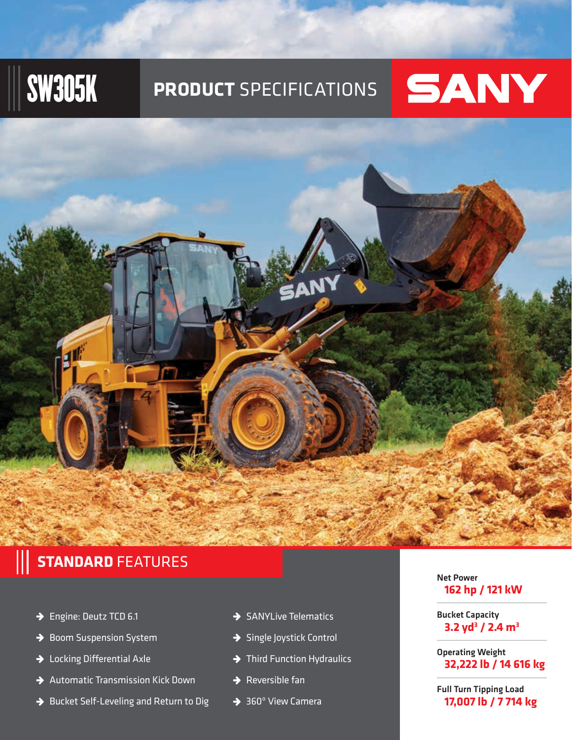# SW305K PRODUCT SPECIFICATIONS

SANY

## STANDARD FEATURES

- Engine: Deutz TCD 6.1
- Boom Suspension System
- Locking Differential Axle
- Automatic Transmission Kick Down
- Bucket Self-Leveling and Return to Dig
- SANYLive Telematics
- Single Joystick Control
- Third Function Hydraulics
- Reversible fan
- 360° View Camera

**Net Power**
**162 hp / 121 kW**

**Bucket Capacity**
**3.2 yd³ / 2.4 m³**

**Operating Weight**
**32,222 lb / 14 616 kg**

**Full Turn Tipping Load**
**17,007 lb / 7 714 kg**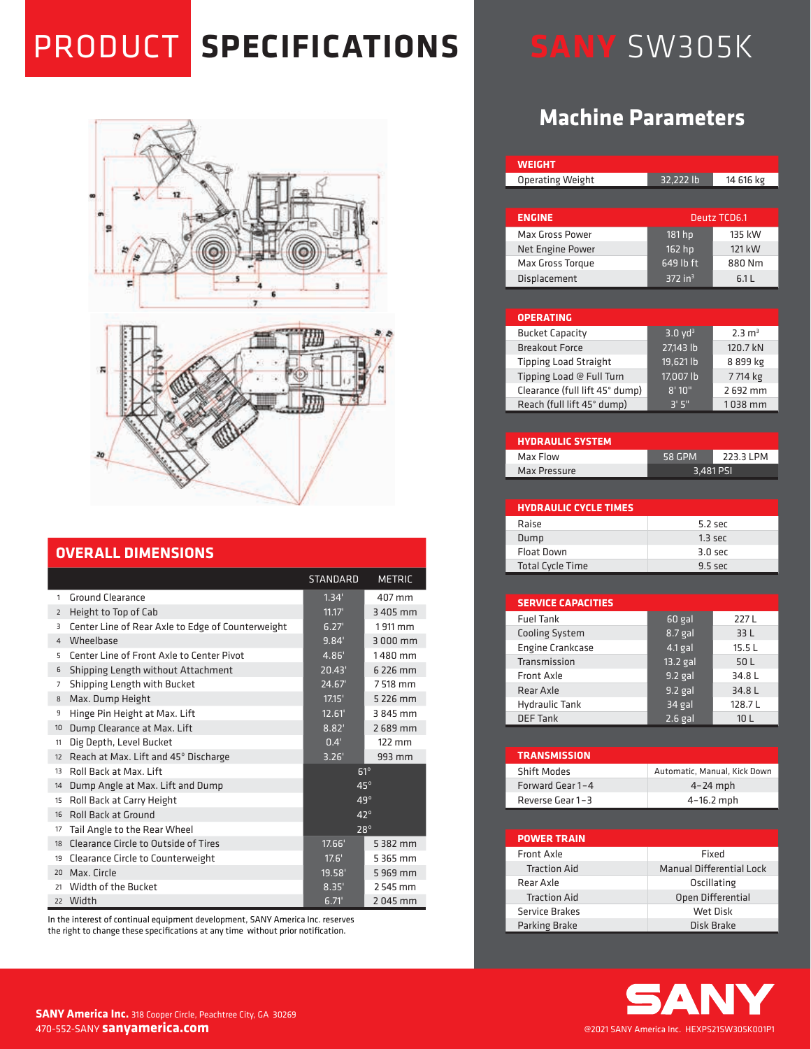# PRODUCT SPECIFICATIONS

# SANY SW305K

## OVERALL DIMENSIONS

| | | STANDARD | METRIC |
|---|---|---|---|
| 1 | Ground Clearance | 1.34' | 407 mm |
| 2 | Height to Top of Cab | 11.17' | 3 405 mm |
| 3 | Center Line of Rear Axle to Edge of Counterweight | 6.27' | 1 911 mm |
| 4 | Wheelbase | 9.84' | 3 000 mm |
| 5 | Center Line of Front Axle to Center Pivot | 4.86' | 1 480 mm |
| 6 | Shipping Length without Attachment | 20.43' | 6 226 mm |
| 7 | Shipping Length with Bucket | 24.67' | 7 518 mm |
| 8 | Max. Dump Height | 17.15' | 5 226 mm |
| 9 | Hinge Pin Height at Max. Lift | 12.61' | 3 845 mm |
| 10 | Dump Clearance at Max. Lift | 8.82' | 2 689 mm |
| 11 | Dig Depth, Level Bucket | 0.4' | 122 mm |
| 12 | Reach at Max. Lift and 45° Discharge | 3.26' | 993 mm |
| 13 | Roll Back at Max. Lift | 61° | |
| 14 | Dump Angle at Max. Lift and Dump | 45° | |
| 15 | Roll Back at Carry Height | 49° | |
| 16 | Roll Back at Ground | 42° | |
| 17 | Tail Angle to the Rear Wheel | 28° | |
| 18 | Clearance Circle to Outside of Tires | 17.66' | 5 382 mm |
| 19 | Clearance Circle to Counterweight | 17.6' | 5 365 mm |
| 20 | Max. Circle | 19.58' | 5 969 mm |
| 21 | Width of the Bucket | 8.35' | 2 545 mm |
| 22 | Width | 6.71' | 2 045 mm |

In the interest of continual equipment development, SANY America Inc. reserves the right to change these specifications at any time without prior notification.

## Machine Parameters

| WEIGHT | | |
|---|---|---|
| Operating Weight | 32,222 lb | 14 616 kg |

| ENGINE | Deutz TCD6.1 | |
|---|---|---|
| Max Gross Power | 181 hp | 135 kW |
| Net Engine Power | 162 hp | 121 kW |
| Max Gross Torque | 649 lb ft | 880 Nm |
| Displacement | 372 in³ | 6.1 L |

| OPERATING | | |
|---|---|---|
| Bucket Capacity | 3.0 yd³ | 2.3 m³ |
| Breakout Force | 27,143 lb | 120.7 kN |
| Tipping Load Straight | 19,621 lb | 8 899 kg |
| Tipping Load @ Full Turn | 17,007 lb | 7 714 kg |
| Clearance (full lift 45° dump) | 8' 10" | 2 692 mm |
| Reach (full lift 45° dump) | 3' 5" | 1 038 mm |

| HYDRAULIC SYSTEM | | |
|---|---|---|
| Max Flow | 58 GPM | 223.3 LPM |
| Max Pressure | 3,481 PSI | |

| HYDRAULIC CYCLE TIMES | |
|---|---|
| Raise | 5.2 sec |
| Dump | 1.3 sec |
| Float Down | 3.0 sec |
| Total Cycle Time | 9.5 sec |

| SERVICE CAPACITIES | | |
|---|---|---|
| Fuel Tank | 60 gal | 227 L |
| Cooling System | 8.7 gal | 33 L |
| Engine Crankcase | 4.1 gal | 15.5 L |
| Transmission | 13.2 gal | 50 L |
| Front Axle | 9.2 gal | 34.8 L |
| Rear Axle | 9.2 gal | 34.8 L |
| Hydraulic Tank | 34 gal | 128.7 L |
| DEF Tank | 2.6 gal | 10 L |

| TRANSMISSION | |
|---|---|
| Shift Modes | Automatic, Manual, Kick Down |
| Forward Gear 1-4 | 4-24 mph |
| Reverse Gear 1-3 | 4-16.2 mph |

| POWER TRAIN | |
|---|---|
| Front Axle | Fixed |
| Traction Aid | Manual Differential Lock |
| Rear Axle | Oscillating |
| Traction Aid | Open Differential |
| Service Brakes | Wet Disk |
| Parking Brake | Disk Brake |

**SANY America Inc.** 318 Cooper Circle, Peachtree City, GA 30269
470-552-SANY **sanyamerica.com**

SANY

©2021 SANY America Inc. HEXPS21SW305K001P1